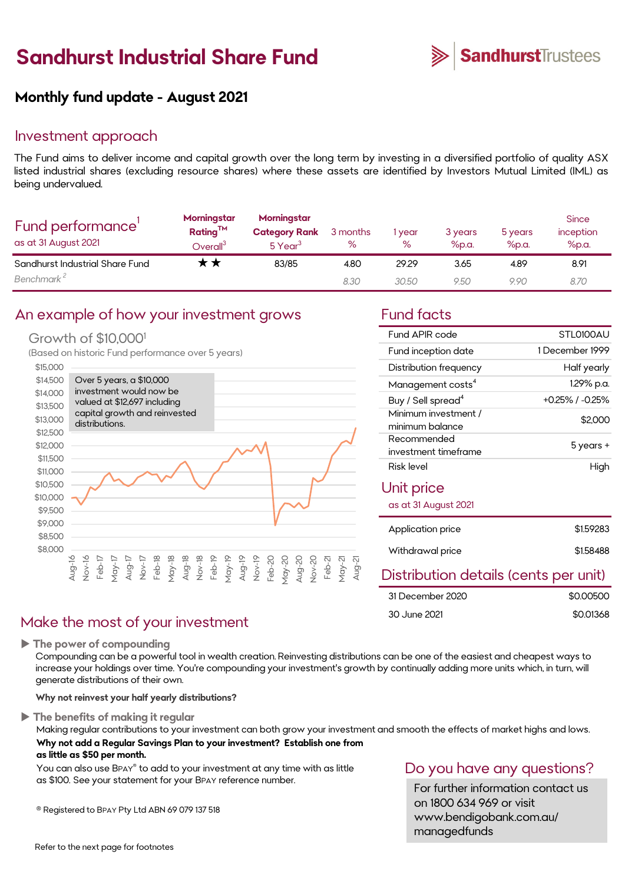# Sandhurst Industrial Share Fund

SandhurstTrustees

## Monthly fund update - August 2021

## Investment approach

The Fund aims to deliver income and capital growth over the long term by investing in a diversified portfolio of quality ASX listed industrial shares (excluding resource shares) where these assets are identified by Investors Mutual Limited (IML) as being undervalued.

| Fund performance[1] as at 31 August 2021 | Morningstar Rating™ Overall[3] | Morningstar Category Rank 5 Year[3] | 3 months % | 1 year % | 3 years %p.a. | 5 years %p.a. | Since inception %p.a. |
|---|---|---|---|---|---|---|---|
| Sandhurst Industrial Share Fund | ★★ | 83/85 | 4.80 | 29.29 | 3.65 | 4.89 | 8.91 |
| *Benchmark [2]* | | | *8.30* | *30.50* | *9.50* | *9.90* | *8.70* |

## An example of how your investment grows

### Growth of $10,000[1]

(Based on historic Fund performance over 5 years)

Over 5 years, a $10,000 investment would now be valued at $12,697 including capital growth and reinvested distributions.

## Fund facts

| | |
|---|---|
| Fund APIR code | STL0100AU |
| Fund inception date | 1 December 1999 |
| Distribution frequency | Half yearly |
| Management costs[4] | 1.29% p.a. |
| Buy / Sell spread[4] | +0.25% / -0.25% |
| Minimum investment / minimum balance | $2,000 |
| Recommended investment timeframe | 5 years + |
| Risk level | High |

## Unit price

as at 31 August 2021

| | |
|---|---|
| Application price | $1.59283 |
| Withdrawal price | $1.58488 |

## Distribution details (cents per unit)

| | |
|---|---|
| 31 December 2020 | $0.00500 |
| 30 June 2021 | $0.01368 |

## Make the most of your investment

▶ **The power of compounding**

Compounding can be a powerful tool in wealth creation. Reinvesting distributions can be one of the easiest and cheapest ways to increase your holdings over time. You're compounding your investment's growth by continually adding more units which, in turn, will generate distributions of their own.

**Why not reinvest your half yearly distributions?**

▶ **The benefits of making it regular**

Making regular contributions to your investment can both grow your investment and smooth the effects of market highs and lows.

**Why not add a Regular Savings Plan to your investment? Establish one from as little as $50 per month.**

You can also use BPAY® to add to your investment at any time with as little as $100. See your statement for your BPAY reference number.

® Registered to BPAY Pty Ltd ABN 69 079 137 518

## Do you have any questions?

For further information contact us on 1800 634 969 or visit www.bendigobank.com.au/managedfunds

Refer to the next page for footnotes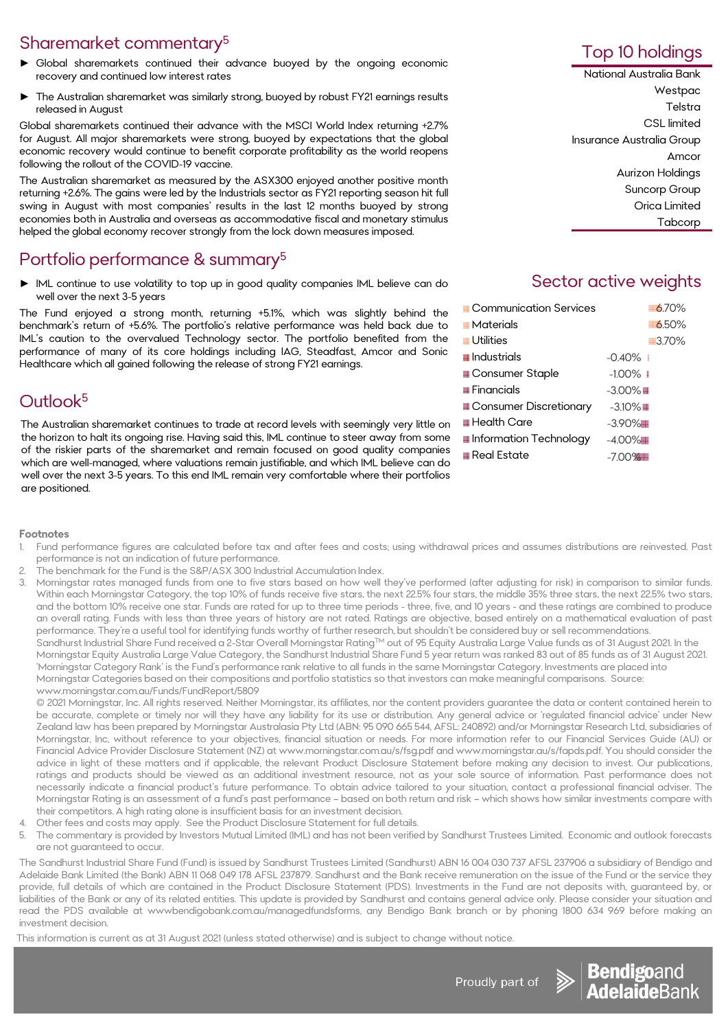## Sharemarket commentary[5]

- Global sharemarkets continued their advance buoyed by the ongoing economic recovery and continued low interest rates
- The Australian sharemarket was similarly strong, buoyed by robust FY21 earnings results released in August

Global sharemarkets continued their advance with the MSCI World Index returning +2.7% for August. All major sharemarkets were strong, buoyed by expectations that the global economic recovery would continue to benefit corporate profitability as the world reopens following the rollout of the COVID-19 vaccine.

The Australian sharemarket as measured by the ASX300 enjoyed another positive month returning +2.6%. The gains were led by the Industrials sector as FY21 reporting season hit full swing in August with most companies' results in the last 12 months buoyed by strong economies both in Australia and overseas as accommodative fiscal and monetary stimulus helped the global economy recover strongly from the lock down measures imposed.

## Portfolio performance & summary[5]

- IML continue to use volatility to top up in good quality companies IML believe can do well over the next 3-5 years

The Fund enjoyed a strong month, returning +5.1%, which was slightly behind the benchmark's return of +5.6%. The portfolio's relative performance was held back due to IML's caution to the overvalued Technology sector. The portfolio benefited from the performance of many of its core holdings including IAG, Steadfast, Amcor and Sonic Healthcare which all gained following the release of strong FY21 earnings.

## Outlook[5]

The Australian sharemarket continues to trade at record levels with seemingly very little on the horizon to halt its ongoing rise. Having said this, IML continue to steer away from some of the riskier parts of the sharemarket and remain focused on good quality companies which are well-managed, where valuations remain justifiable, and which IML believe can do well over the next 3-5 years. To this end IML remain very comfortable where their portfolios are positioned.

## Top 10 holdings

- National Australia Bank
- Westpac
- Telstra
- CSL limited
- Insurance Australia Group
- Amcor
- Aurizon Holdings
- Suncorp Group
- Orica Limited
- Tabcorp

## Sector active weights

Communication Services 6.70%
Materials 6.50%
Utilities 3.70%
Industrials -0.40%
Consumer Staple -1.00%
Financials -3.00%
Consumer Discretionary -3.10%
Health Care -3.90%
Information Technology -4.00%
Real Estate -7.00%

### Footnotes

1. Fund performance figures are calculated before tax and after fees and costs; using withdrawal prices and assumes distributions are reinvested. Past performance is not an indication of future performance.
2. The benchmark for the Fund is the S&P/ASX 300 Industrial Accumulation Index.
3. Morningstar rates managed funds from one to five stars based on how well they've performed (after adjusting for risk) in comparison to similar funds. Within each Morningstar Category, the top 10% of funds receive five stars, the next 22.5% four stars, the middle 35% three stars, the next 22.5% two stars, and the bottom 10% receive one star. Funds are rated for up to three time periods - three, five, and 10 years - and these ratings are combined to produce an overall rating. Funds with less than three years of history are not rated. Ratings are objective, based entirely on a mathematical evaluation of past performance. They're a useful tool for identifying funds worthy of further research, but shouldn't be considered buy or sell recommendations.
   Sandhurst Industrial Share Fund received a 2-Star Overall Morningstar Rating™ out of 95 Equity Australia Large Value funds as of 31 August 2021. In the Morningstar Equity Australia Large Value Category, the Sandhurst Industrial Share Fund 5 year return was ranked 83 out of 85 funds as of 31 August 2021. 'Morningstar Category Rank' is the Fund's performance rank relative to all funds in the same Morningstar Category. Investments are placed into Morningstar Categories based on their compositions and portfolio statistics so that investors can make meaningful comparisons. Source: www.morningstar.com.au/Funds/FundReport/5809
   © 2021 Morningstar, Inc. All rights reserved. Neither Morningstar, its affiliates, nor the content providers guarantee the data or content contained herein to be accurate, complete or timely nor will they have any liability for its use or distribution. Any general advice or 'regulated financial advice' under New Zealand law has been prepared by Morningstar Australasia Pty Ltd (ABN: 95 090 665 544, AFSL: 240892) and/or Morningstar Research Ltd, subsidiaries of Morningstar, Inc, without reference to your objectives, financial situation or needs. For more information refer to our Financial Services Guide (AU) or Financial Advice Provider Disclosure Statement (NZ) at www.morningstar.com.au/s/fsg.pdf and www.morningstar.au/s/fapds.pdf. You should consider the advice in light of these matters and if applicable, the relevant Product Disclosure Statement before making any decision to invest. Our publications, ratings and products should be viewed as an additional investment resource, not as your sole source of information. Past performance does not necessarily indicate a financial product's future performance. To obtain advice tailored to your situation, contact a professional financial adviser. The Morningstar Rating is an assessment of a fund's past performance – based on both return and risk – which shows how similar investments compare with their competitors. A high rating alone is insufficient basis for an investment decision.
4. Other fees and costs may apply. See the Product Disclosure Statement for full details.
5. The commentary is provided by Investors Mutual Limited (IML) and has not been verified by Sandhurst Trustees Limited. Economic and outlook forecasts are not guaranteed to occur.

The Sandhurst Industrial Share Fund (Fund) is issued by Sandhurst Trustees Limited (Sandhurst) ABN 16 004 030 737 AFSL 237906 a subsidiary of Bendigo and Adelaide Bank Limited (the Bank) ABN 11 068 049 178 AFSL 237879. Sandhurst and the Bank receive remuneration on the issue of the Fund or the service they provide, full details of which are contained in the Product Disclosure Statement (PDS). Investments in the Fund are not deposits with, guaranteed by, or liabilities of the Bank or any of its related entities. This update is provided by Sandhurst and contains general advice only. Please consider your situation and read the PDS available at wwwbendigobank.com.au/managedfundsforms, any Bendigo Bank branch or by phoning 1800 634 969 before making an investment decision.

This information is current as at 31 August 2021 (unless stated otherwise) and is subject to change without notice.

Proudly part of Bendigo and Adelaide Bank